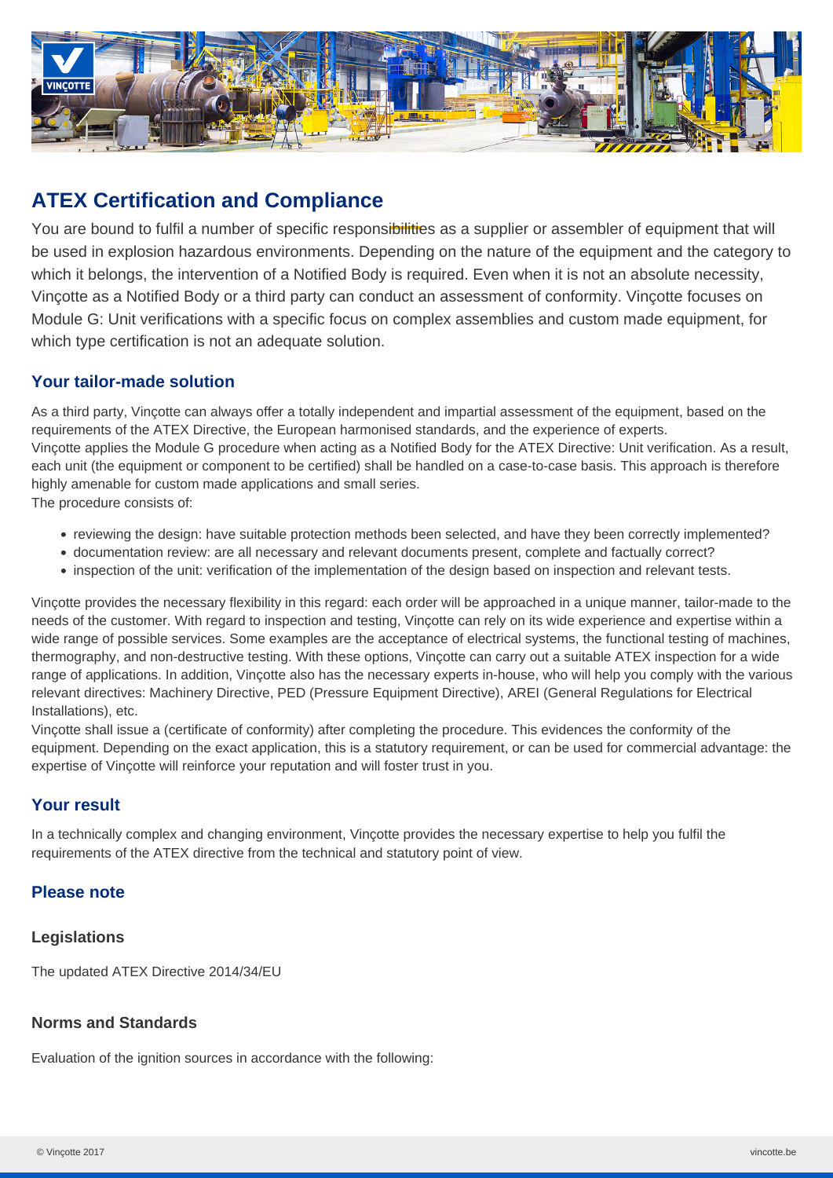# ATEX Certification and Compliance

You are bound to fulfil a number of specific responsibilities as a supplier or assembler of equipment that will be used in explosion hazardous environments. Depending on the nature of the equipment and the category to which it belongs, the intervention of a Notified Body is required. Even when it is not an absolute necessity, Vinçotte as a Notified Body or a third party can conduct an assessment of conformity. Vinçotte focuses on Module G: Unit verifications with a specific focus on complex assemblies and custom made equipment, for which type certification is not an adequate solution.

## Your tailor-made solution

As a third party, Vinçotte can always offer a totally independent and impartial assessment of the equipment, based on the requirements of the ATEX Directive, the European harmonised standards, and the experience of experts.
Vinçotte applies the Module G procedure when acting as a Notified Body for the ATEX Directive: Unit verification. As a result, each unit (the equipment or component to be certified) shall be handled on a case-to-case basis. This approach is therefore highly amenable for custom made applications and small series.
The procedure consists of:

- reviewing the design: have suitable protection methods been selected, and have they been correctly implemented?
- documentation review: are all necessary and relevant documents present, complete and factually correct?
- inspection of the unit: verification of the implementation of the design based on inspection and relevant tests.

Vinçotte provides the necessary flexibility in this regard: each order will be approached in a unique manner, tailor-made to the needs of the customer. With regard to inspection and testing, Vinçotte can rely on its wide experience and expertise within a wide range of possible services. Some examples are the acceptance of electrical systems, the functional testing of machines, thermography, and non-destructive testing. With these options, Vinçotte can carry out a suitable ATEX inspection for a wide range of applications. In addition, Vinçotte also has the necessary experts in-house, who will help you comply with the various relevant directives: Machinery Directive, PED (Pressure Equipment Directive), AREI (General Regulations for Electrical Installations), etc.
Vinçotte shall issue a (certificate of conformity) after completing the procedure. This evidences the conformity of the equipment. Depending on the exact application, this is a statutory requirement, or can be used for commercial advantage: the expertise of Vinçotte will reinforce your reputation and will foster trust in you.

## Your result

In a technically complex and changing environment, Vinçotte provides the necessary expertise to help you fulfil the requirements of the ATEX directive from the technical and statutory point of view.

## Please note

### Legislations

The updated ATEX Directive 2014/34/EU

### Norms and Standards

Evaluation of the ignition sources in accordance with the following: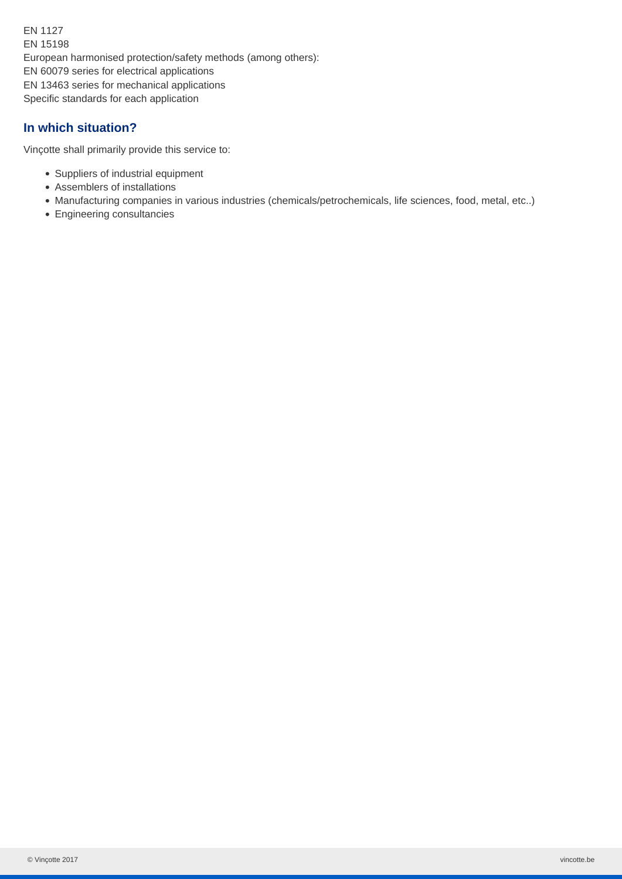EN 1127
EN 15198
European harmonised protection/safety methods (among others):
EN 60079 series for electrical applications
EN 13463 series for mechanical applications
Specific standards for each application

## In which situation?

Vinçotte shall primarily provide this service to:

- Suppliers of industrial equipment
- Assemblers of installations
- Manufacturing companies in various industries (chemicals/petrochemicals, life sciences, food, metal, etc..)
- Engineering consultancies